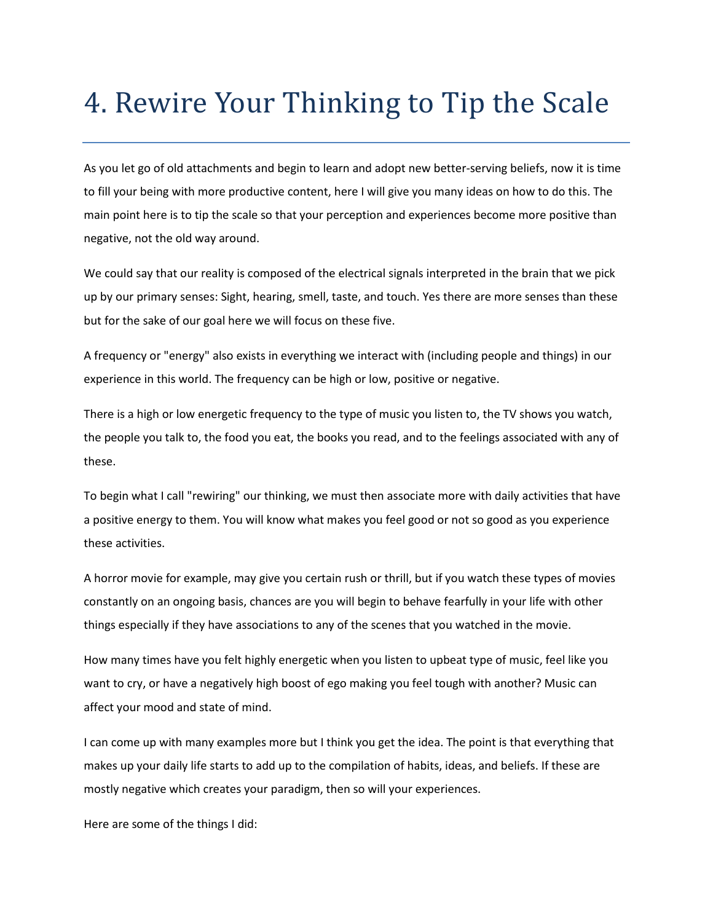# 4. Rewire Your Thinking to Tip the Scale

As you let go of old attachments and begin to learn and adopt new better-serving beliefs, now it is time to fill your being with more productive content, here I will give you many ideas on how to do this. The main point here is to tip the scale so that your perception and experiences become more positive than negative, not the old way around.

We could say that our reality is composed of the electrical signals interpreted in the brain that we pick up by our primary senses: Sight, hearing, smell, taste, and touch. Yes there are more senses than these but for the sake of our goal here we will focus on these five.

A frequency or "energy" also exists in everything we interact with (including people and things) in our experience in this world. The frequency can be high or low, positive or negative.

There is a high or low energetic frequency to the type of music you listen to, the TV shows you watch, the people you talk to, the food you eat, the books you read, and to the feelings associated with any of these.

To begin what I call "rewiring" our thinking, we must then associate more with daily activities that have a positive energy to them. You will know what makes you feel good or not so good as you experience these activities.

A horror movie for example, may give you certain rush or thrill, but if you watch these types of movies constantly on an ongoing basis, chances are you will begin to behave fearfully in your life with other things especially if they have associations to any of the scenes that you watched in the movie.

How many times have you felt highly energetic when you listen to upbeat type of music, feel like you want to cry, or have a negatively high boost of ego making you feel tough with another? Music can affect your mood and state of mind.

I can come up with many examples more but I think you get the idea. The point is that everything that makes up your daily life starts to add up to the compilation of habits, ideas, and beliefs. If these are mostly negative which creates your paradigm, then so will your experiences.

Here are some of the things I did: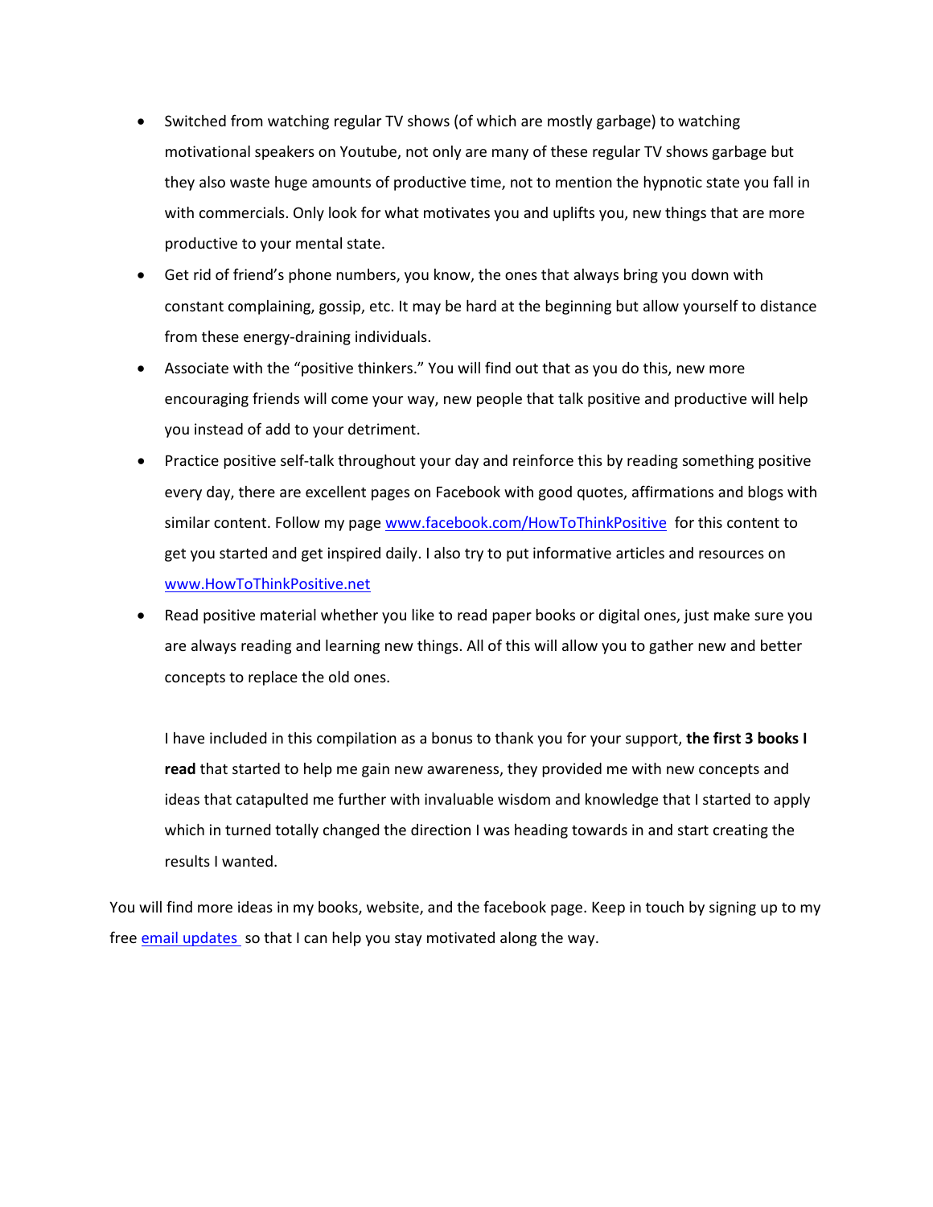- Switched from watching regular TV shows (of which are mostly garbage) to watching motivational speakers on Youtube, not only are many of these regular TV shows garbage but they also waste huge amounts of productive time, not to mention the hypnotic state you fall in with commercials. Only look for what motivates you and uplifts you, new things that are more productive to your mental state.
- Get rid of friend's phone numbers, you know, the ones that always bring you down with constant complaining, gossip, etc. It may be hard at the beginning but allow yourself to distance from these energy-draining individuals.
- Associate with the "positive thinkers." You will find out that as you do this, new more encouraging friends will come your way, new people that talk positive and productive will help you instead of add to your detriment.
- Practice positive self-talk throughout your day and reinforce this by reading something positive every day, there are excellent pages on Facebook with good quotes, affirmations and blogs with similar content. Follow my page [www.facebook.com/HowToThinkPositive](www.facebook.com/HowToThinkPositive) for this content to get you started and get inspired daily. I also try to put informative articles and resources on [www.HowToThinkPositive.net](www.HowToThinkPositive.net)
- Read positive material whether you like to read paper books or digital ones, just make sure you are always reading and learning new things. All of this will allow you to gather new and better concepts to replace the old ones.

  I have included in this compilation as a bonus to thank you for your support, **the first 3 books I read** that started to help me gain new awareness, they provided me with new concepts and ideas that catapulted me further with invaluable wisdom and knowledge that I started to apply which in turned totally changed the direction I was heading towards in and start creating the results I wanted.

You will find more ideas in my books, website, and the facebook page. Keep in touch by signing up to my free email updates so that I can help you stay motivated along the way.